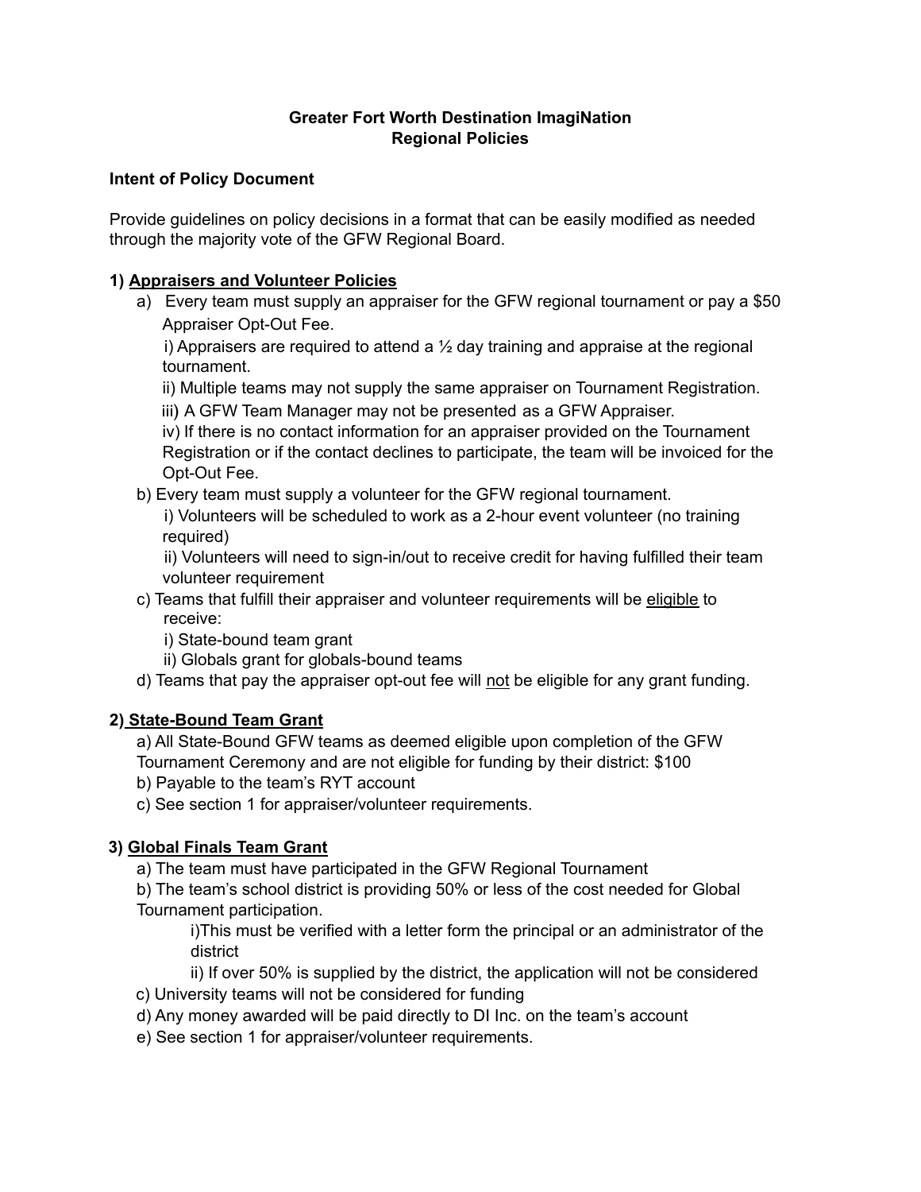# Greater Fort Worth Destination ImagiNation
# Regional Policies

**Intent of Policy Document**

Provide guidelines on policy decisions in a format that can be easily modified as needed through the majority vote of the GFW Regional Board.

**1) <u>Appraisers and Volunteer Policies</u>**

a) Every team must supply an appraiser for the GFW regional tournament or pay a $50 Appraiser Opt-Out Fee.
   - i) Appraisers are required to attend a ½ day training and appraise at the regional tournament.
   - ii) Multiple teams may not supply the same appraiser on Tournament Registration.
   - iii) A GFW Team Manager may not be presented as a GFW Appraiser.
   - iv) If there is no contact information for an appraiser provided on the Tournament Registration or if the contact declines to participate, the team will be invoiced for the Opt-Out Fee.

b) Every team must supply a volunteer for the GFW regional tournament.
   - i) Volunteers will be scheduled to work as a 2-hour event volunteer (no training required)
   - ii) Volunteers will need to sign-in/out to receive credit for having fulfilled their team volunteer requirement

c) Teams that fulfill their appraiser and volunteer requirements will be <u>eligible</u> to receive:
   - i) State-bound team grant
   - ii) Globals grant for globals-bound teams

d) Teams that pay the appraiser opt-out fee will <u>not</u> be eligible for any grant funding.

**2) <u>State-Bound Team Grant</u>**

a) All State-Bound GFW teams as deemed eligible upon completion of the GFW Tournament Ceremony and are not eligible for funding by their district: $100

b) Payable to the team's RYT account

c) See section 1 for appraiser/volunteer requirements.

**3) <u>Global Finals Team Grant</u>**

a) The team must have participated in the GFW Regional Tournament

b) The team's school district is providing 50% or less of the cost needed for Global Tournament participation.
   - i)This must be verified with a letter form the principal or an administrator of the district
   - ii) If over 50% is supplied by the district, the application will not be considered

c) University teams will not be considered for funding

d) Any money awarded will be paid directly to DI Inc. on the team's account

e) See section 1 for appraiser/volunteer requirements.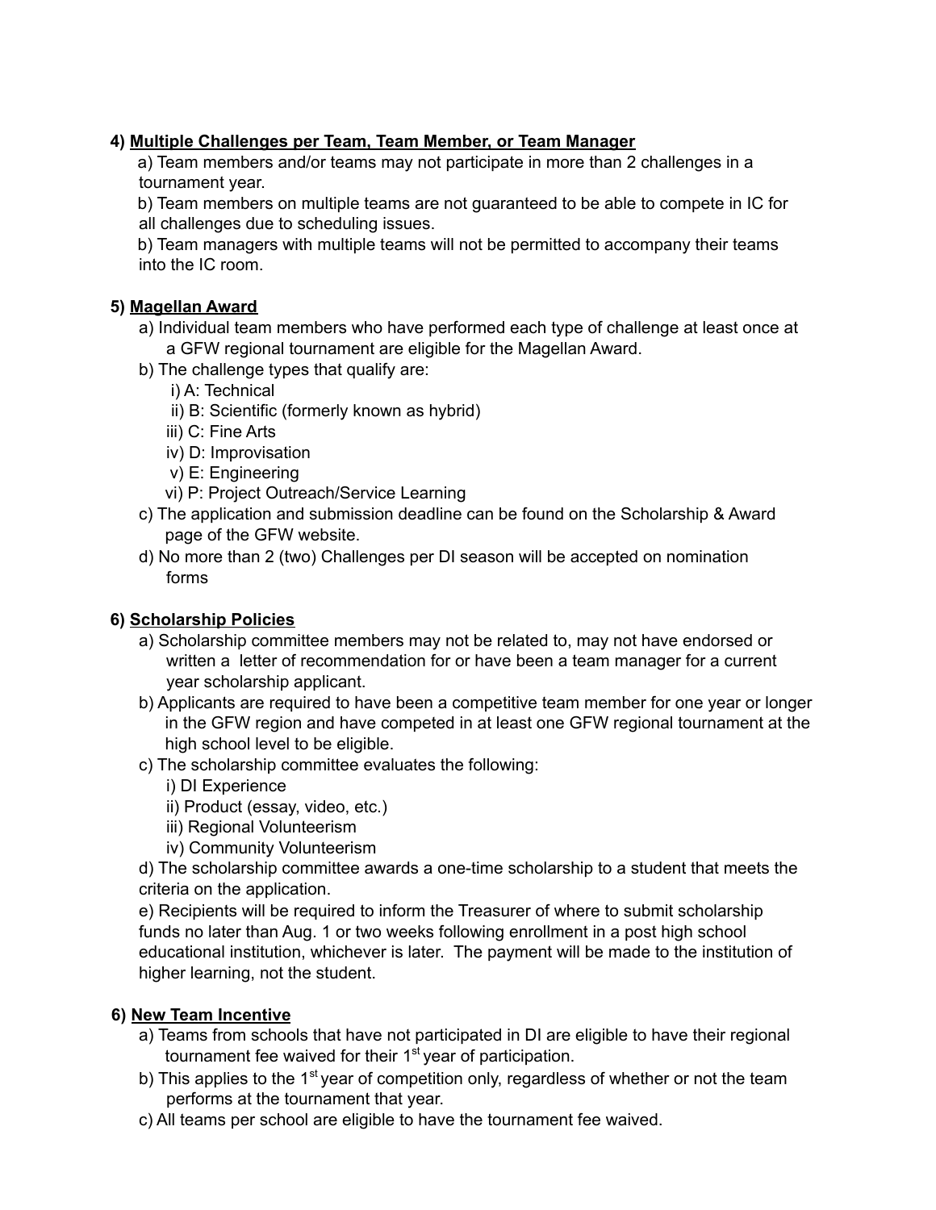**4) Multiple Challenges per Team, Team Member, or Team Manager**

a) Team members and/or teams may not participate in more than 2 challenges in a tournament year.

b) Team members on multiple teams are not guaranteed to be able to compete in IC for all challenges due to scheduling issues.

b) Team managers with multiple teams will not be permitted to accompany their teams into the IC room.

**5) Magellan Award**

a) Individual team members who have performed each type of challenge at least once at a GFW regional tournament are eligible for the Magellan Award.

b) The challenge types that qualify are:

i) A: Technical

ii) B: Scientific (formerly known as hybrid)

iii) C: Fine Arts

iv) D: Improvisation

v) E: Engineering

vi) P: Project Outreach/Service Learning

c) The application and submission deadline can be found on the Scholarship & Award page of the GFW website.

d) No more than 2 (two) Challenges per DI season will be accepted on nomination forms

**6) Scholarship Policies**

a) Scholarship committee members may not be related to, may not have endorsed or written a letter of recommendation for or have been a team manager for a current year scholarship applicant.

b) Applicants are required to have been a competitive team member for one year or longer in the GFW region and have competed in at least one GFW regional tournament at the high school level to be eligible.

c) The scholarship committee evaluates the following:

i) DI Experience

ii) Product (essay, video, etc.)

iii) Regional Volunteerism

iv) Community Volunteerism

d) The scholarship committee awards a one-time scholarship to a student that meets the criteria on the application.

e) Recipients will be required to inform the Treasurer of where to submit scholarship funds no later than Aug. 1 or two weeks following enrollment in a post high school educational institution, whichever is later. The payment will be made to the institution of higher learning, not the student.

**6) New Team Incentive**

a) Teams from schools that have not participated in DI are eligible to have their regional tournament fee waived for their 1st year of participation.

b) This applies to the 1st year of competition only, regardless of whether or not the team performs at the tournament that year.

c) All teams per school are eligible to have the tournament fee waived.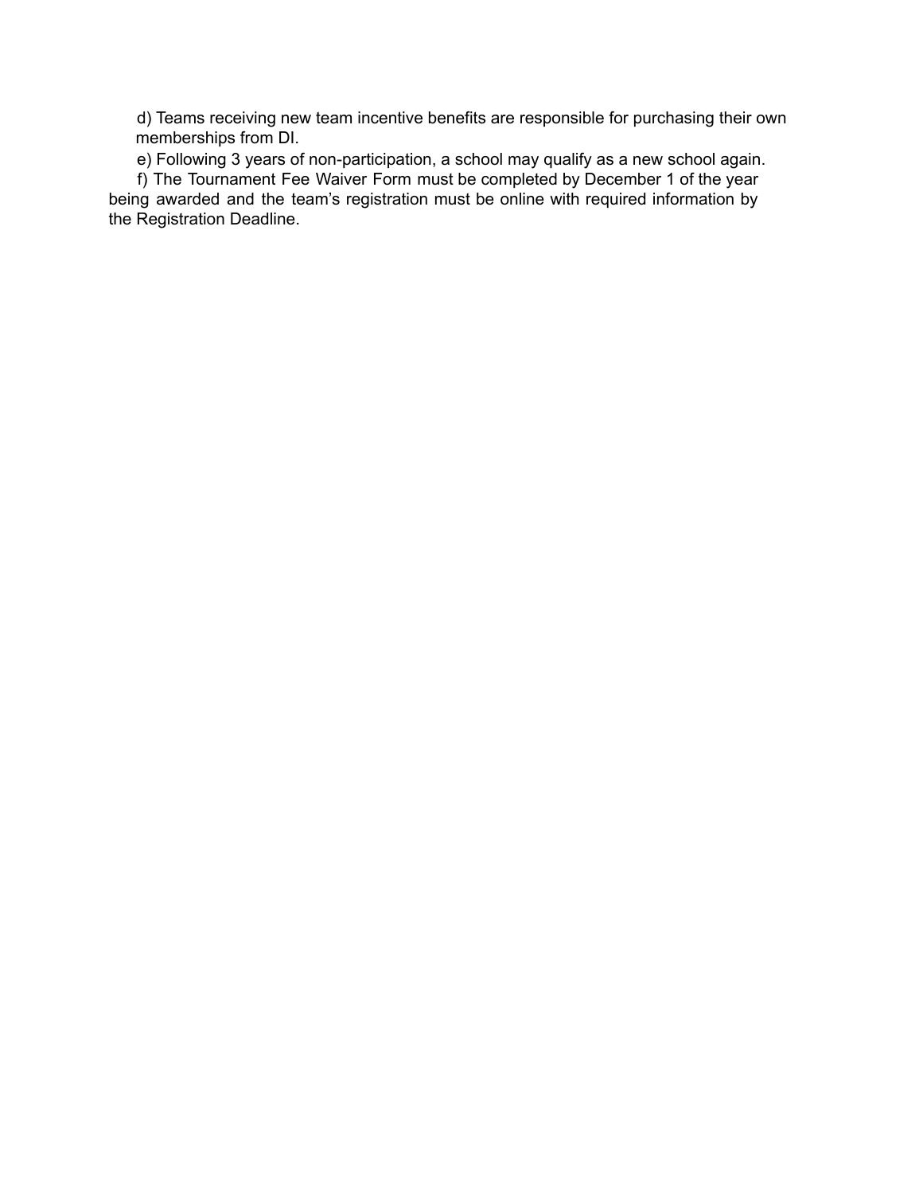d) Teams receiving new team incentive benefits are responsible for purchasing their own memberships from DI.

e) Following 3 years of non-participation, a school may qualify as a new school again.

f) The Tournament Fee Waiver Form must be completed by December 1 of the year being awarded and the team's registration must be online with required information by the Registration Deadline.